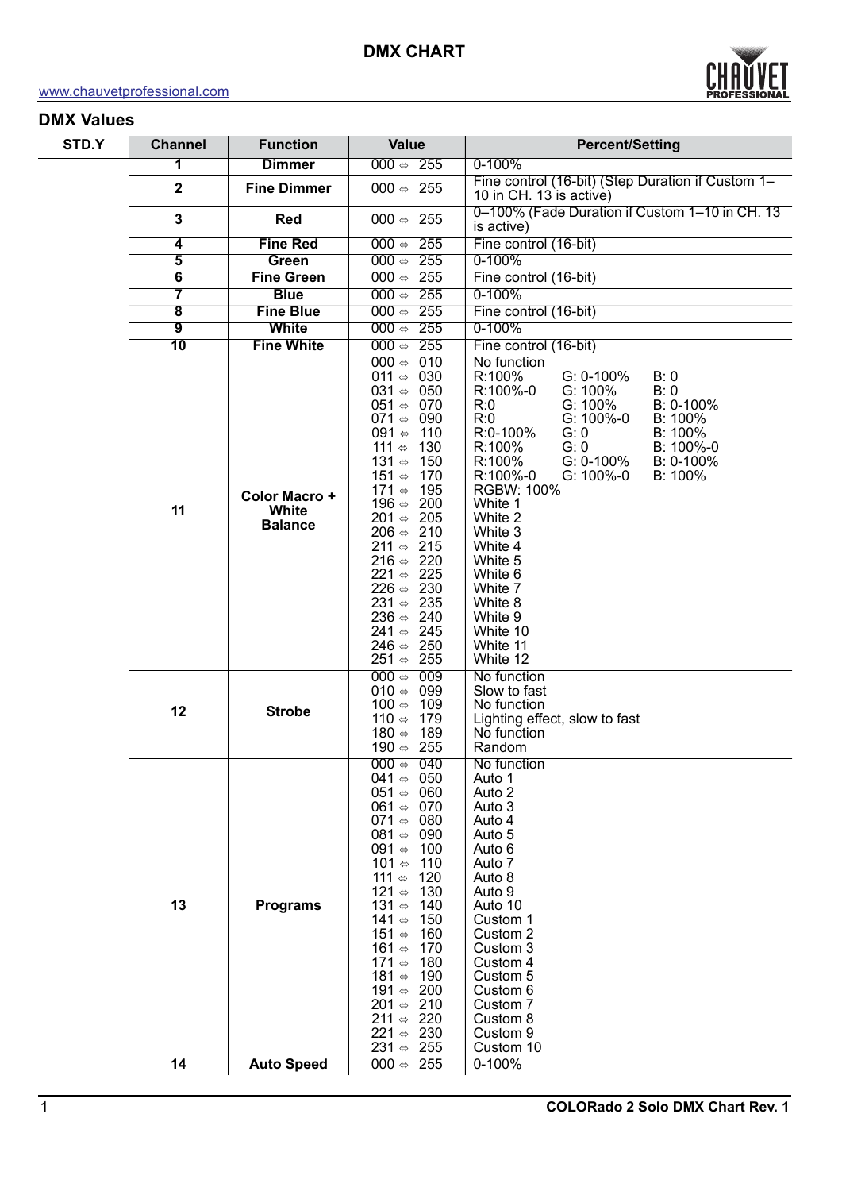# DMX CHART

www.chauvetprofessional.com

## DMX Values

| STD.Y | Channel | Function | Value | Percent/Setting |
|---|---|---|---|---|
| | 1 | **Dimmer** | 000 ⇔ 255 | 0-100% |
| | 2 | **Fine Dimmer** | 000 ⇔ 255 | Fine control (16-bit) (Step Duration if Custom 1–10 in CH. 13 is active) |
| | 3 | **Red** | 000 ⇔ 255 | 0–100% (Fade Duration if Custom 1–10 in CH. 13 is active) |
| | 4 | **Fine Red** | 000 ⇔ 255 | Fine control (16-bit) |
| | 5 | **Green** | 000 ⇔ 255 | 0-100% |
| | 6 | **Fine Green** | 000 ⇔ 255 | Fine control (16-bit) |
| | 7 | **Blue** | 000 ⇔ 255 | 0-100% |
| | 8 | **Fine Blue** | 000 ⇔ 255 | Fine control (16-bit) |
| | 9 | **White** | 000 ⇔ 255 | 0-100% |
| | 10 | **Fine White** | 000 ⇔ 255 | Fine control (16-bit) |
| | 11 | **Color Macro + White Balance** | 000 ⇔ 010 | No function |
| | | | 011 ⇔ 030 | R:100% G: 0-100% B: 0 |
| | | | 031 ⇔ 050 | R:100%-0 G: 100% B: 0 |
| | | | 051 ⇔ 070 | R:0 G: 100% B: 0-100% |
| | | | 071 ⇔ 090 | R:0 G: 100%-0 B: 100% |
| | | | 091 ⇔ 110 | R:0-100% G: 0 B: 100% |
| | | | 111 ⇔ 130 | R:100% G: 0 B: 100%-0 |
| | | | 131 ⇔ 150 | R:100% G: 0-100% B: 0-100% |
| | | | 151 ⇔ 170 | R:100%-0 G: 100%-0 B: 100% |
| | | | 171 ⇔ 195 | RGBW: 100% |
| | | | 196 ⇔ 200 | White 1 |
| | | | 201 ⇔ 205 | White 2 |
| | | | 206 ⇔ 210 | White 3 |
| | | | 211 ⇔ 215 | White 4 |
| | | | 216 ⇔ 220 | White 5 |
| | | | 221 ⇔ 225 | White 6 |
| | | | 226 ⇔ 230 | White 7 |
| | | | 231 ⇔ 235 | White 8 |
| | | | 236 ⇔ 240 | White 9 |
| | | | 241 ⇔ 245 | White 10 |
| | | | 246 ⇔ 250 | White 11 |
| | | | 251 ⇔ 255 | White 12 |
| | 12 | **Strobe** | 000 ⇔ 009 | No function |
| | | | 010 ⇔ 099 | Slow to fast |
| | | | 100 ⇔ 109 | No function |
| | | | 110 ⇔ 179 | Lighting effect, slow to fast |
| | | | 180 ⇔ 189 | No function |
| | | | 190 ⇔ 255 | Random |
| | 13 | **Programs** | 000 ⇔ 040 | No function |
| | | | 041 ⇔ 050 | Auto 1 |
| | | | 051 ⇔ 060 | Auto 2 |
| | | | 061 ⇔ 070 | Auto 3 |
| | | | 071 ⇔ 080 | Auto 4 |
| | | | 081 ⇔ 090 | Auto 5 |
| | | | 091 ⇔ 100 | Auto 6 |
| | | | 101 ⇔ 110 | Auto 7 |
| | | | 111 ⇔ 120 | Auto 8 |
| | | | 121 ⇔ 130 | Auto 9 |
| | | | 131 ⇔ 140 | Auto 10 |
| | | | 141 ⇔ 150 | Custom 1 |
| | | | 151 ⇔ 160 | Custom 2 |
| | | | 161 ⇔ 170 | Custom 3 |
| | | | 171 ⇔ 180 | Custom 4 |
| | | | 181 ⇔ 190 | Custom 5 |
| | | | 191 ⇔ 200 | Custom 6 |
| | | | 201 ⇔ 210 | Custom 7 |
| | | | 211 ⇔ 220 | Custom 8 |
| | | | 221 ⇔ 230 | Custom 9 |
| | | | 231 ⇔ 255 | Custom 10 |
| | 14 | **Auto Speed** | 000 ⇔ 255 | 0-100% |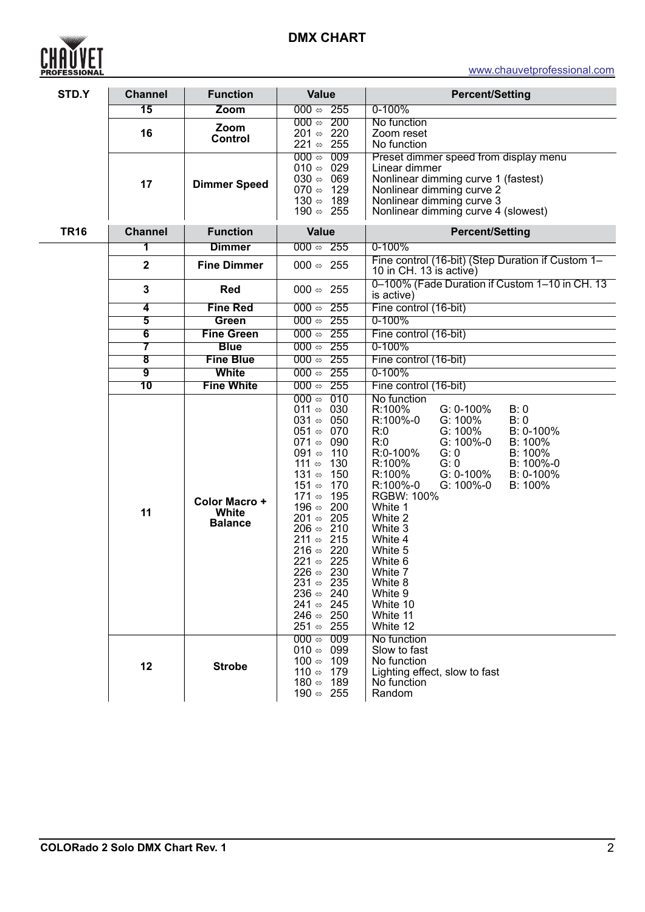## DMX CHART

www.chauvetprofessional.com

| STD.Y | Channel | Function | Value | Percent/Setting |
|---|---|---|---|---|
| | 15 | Zoom | 000 ⇔ 255 | 0-100% |
| | 16 | Zoom Control | 000 ⇔ 200 | No function |
| | | | 201 ⇔ 220 | Zoom reset |
| | | | 221 ⇔ 255 | No function |
| | 17 | Dimmer Speed | 000 ⇔ 009 | Preset dimmer speed from display menu |
| | | | 010 ⇔ 029 | Linear dimmer |
| | | | 030 ⇔ 069 | Nonlinear dimming curve 1 (fastest) |
| | | | 070 ⇔ 129 | Nonlinear dimming curve 2 |
| | | | 130 ⇔ 189 | Nonlinear dimming curve 3 |
| | | | 190 ⇔ 255 | Nonlinear dimming curve 4 (slowest) |

| TR16 | Channel | Function | Value | Percent/Setting |
|---|---|---|---|---|
| | 1 | Dimmer | 000 ⇔ 255 | 0-100% |
| | 2 | Fine Dimmer | 000 ⇔ 255 | Fine control (16-bit) (Step Duration if Custom 1–10 in CH. 13 is active) |
| | 3 | Red | 000 ⇔ 255 | 0–100% (Fade Duration if Custom 1–10 in CH. 13 is active) |
| | 4 | Fine Red | 000 ⇔ 255 | Fine control (16-bit) |
| | 5 | Green | 000 ⇔ 255 | 0-100% |
| | 6 | Fine Green | 000 ⇔ 255 | Fine control (16-bit) |
| | 7 | Blue | 000 ⇔ 255 | 0-100% |
| | 8 | Fine Blue | 000 ⇔ 255 | Fine control (16-bit) |
| | 9 | White | 000 ⇔ 255 | 0-100% |
| | 10 | Fine White | 000 ⇔ 255 | Fine control (16-bit) |
| | 11 | Color Macro + White Balance | 000 ⇔ 010 | No function |
| | | | 011 ⇔ 030 | R:100% G: 0-100% B: 0 |
| | | | 031 ⇔ 050 | R:100%-0 G: 100% B: 0 |
| | | | 051 ⇔ 070 | R:0 G: 100% B: 0-100% |
| | | | 071 ⇔ 090 | R:0 G: 100%-0 B: 100% |
| | | | 091 ⇔ 110 | R:0-100% G: 0 B: 100% |
| | | | 111 ⇔ 130 | R:100% G: 0 B: 100%-0 |
| | | | 131 ⇔ 150 | R:100% G: 0-100% B: 0-100% |
| | | | 151 ⇔ 170 | R:100%-0 G: 100%-0 B: 100% |
| | | | 171 ⇔ 195 | RGBW: 100% |
| | | | 196 ⇔ 200 | White 1 |
| | | | 201 ⇔ 205 | White 2 |
| | | | 206 ⇔ 210 | White 3 |
| | | | 211 ⇔ 215 | White 4 |
| | | | 216 ⇔ 220 | White 5 |
| | | | 221 ⇔ 225 | White 6 |
| | | | 226 ⇔ 230 | White 7 |
| | | | 231 ⇔ 235 | White 8 |
| | | | 236 ⇔ 240 | White 9 |
| | | | 241 ⇔ 245 | White 10 |
| | | | 246 ⇔ 250 | White 11 |
| | | | 251 ⇔ 255 | White 12 |
| | 12 | Strobe | 000 ⇔ 009 | No function |
| | | | 010 ⇔ 099 | Slow to fast |
| | | | 100 ⇔ 109 | No function |
| | | | 110 ⇔ 179 | Lighting effect, slow to fast |
| | | | 180 ⇔ 189 | No function |
| | | | 190 ⇔ 255 | Random |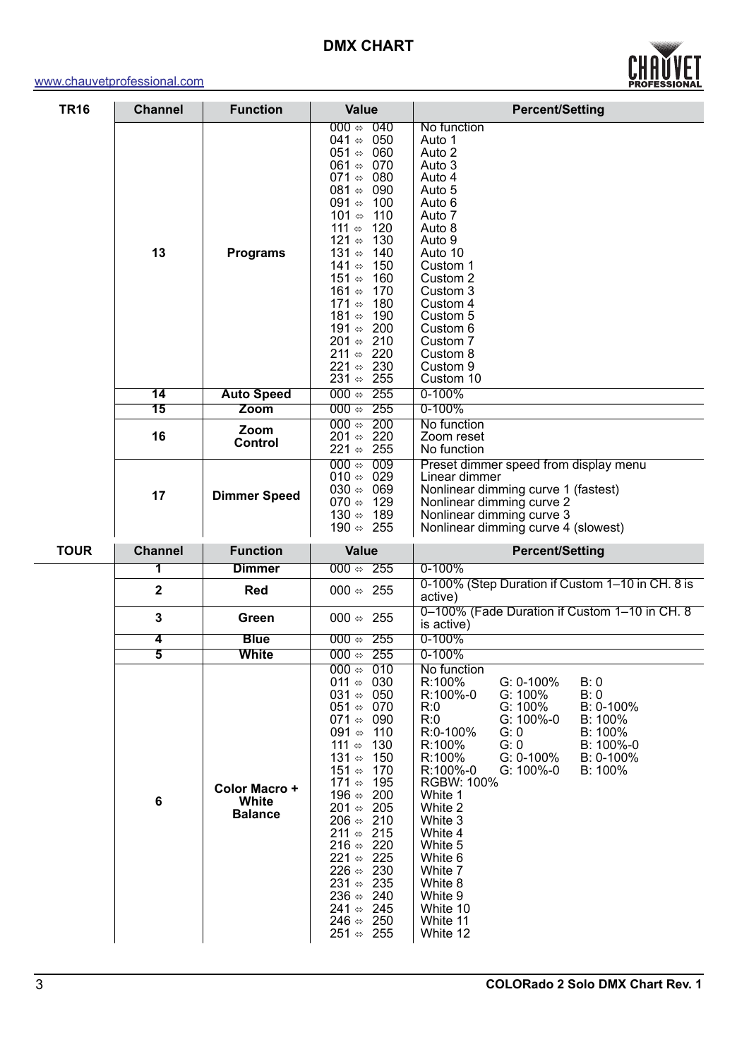# DMX CHART

www.chauvetprofessional.com

**TR16**

| Channel | Function | Value | Percent/Setting |
|---|---|---|---|
| 13 | Programs | 000 ⇔ 040<br>041 ⇔ 050<br>051 ⇔ 060<br>061 ⇔ 070<br>071 ⇔ 080<br>081 ⇔ 090<br>091 ⇔ 100<br>101 ⇔ 110<br>111 ⇔ 120<br>121 ⇔ 130<br>131 ⇔ 140<br>141 ⇔ 150<br>151 ⇔ 160<br>161 ⇔ 170<br>171 ⇔ 180<br>181 ⇔ 190<br>191 ⇔ 200<br>201 ⇔ 210<br>211 ⇔ 220<br>221 ⇔ 230<br>231 ⇔ 255 | No function<br>Auto 1<br>Auto 2<br>Auto 3<br>Auto 4<br>Auto 5<br>Auto 6<br>Auto 7<br>Auto 8<br>Auto 9<br>Auto 10<br>Custom 1<br>Custom 2<br>Custom 3<br>Custom 4<br>Custom 5<br>Custom 6<br>Custom 7<br>Custom 8<br>Custom 9<br>Custom 10 |
| 14 | Auto Speed | 000 ⇔ 255 | 0-100% |
| 15 | Zoom | 000 ⇔ 255 | 0-100% |
| 16 | Zoom Control | 000 ⇔ 200<br>201 ⇔ 220<br>221 ⇔ 255 | No function<br>Zoom reset<br>No function |
| 17 | Dimmer Speed | 000 ⇔ 009<br>010 ⇔ 029<br>030 ⇔ 069<br>070 ⇔ 129<br>130 ⇔ 189<br>190 ⇔ 255 | Preset dimmer speed from display menu<br>Linear dimmer<br>Nonlinear dimming curve 1 (fastest)<br>Nonlinear dimming curve 2<br>Nonlinear dimming curve 3<br>Nonlinear dimming curve 4 (slowest) |

**TOUR**

| Channel | Function | Value | Percent/Setting |
|---|---|---|---|
| 1 | Dimmer | 000 ⇔ 255 | 0-100% |
| 2 | Red | 000 ⇔ 255 | 0-100% (Step Duration if Custom 1–10 in CH. 8 is active) |
| 3 | Green | 000 ⇔ 255 | 0–100% (Fade Duration if Custom 1–10 in CH. 8 is active) |
| 4 | Blue | 000 ⇔ 255 | 0-100% |
| 5 | White | 000 ⇔ 255 | 0-100% |
| 6 | Color Macro + White Balance | 000 ⇔ 010<br>011 ⇔ 030<br>031 ⇔ 050<br>051 ⇔ 070<br>071 ⇔ 090<br>091 ⇔ 110<br>111 ⇔ 130<br>131 ⇔ 150<br>151 ⇔ 170<br>171 ⇔ 195<br>196 ⇔ 200<br>201 ⇔ 205<br>206 ⇔ 210<br>211 ⇔ 215<br>216 ⇔ 220<br>221 ⇔ 225<br>226 ⇔ 230<br>231 ⇔ 235<br>236 ⇔ 240<br>241 ⇔ 245<br>246 ⇔ 250<br>251 ⇔ 255 | No function<br>R:100% G: 0-100% B: 0<br>R:100%-0 G: 100% B: 0<br>R:0 G: 100% B: 0-100%<br>R:0 G: 100%-0 B: 100%<br>R:0-100% G: 0 B: 100%<br>R:100% G: 0 B: 100%-0<br>R:100% G: 0-100% B: 0-100%<br>R:100%-0 G: 100%-0 B: 100%<br>RGBW: 100%<br>White 1<br>White 2<br>White 3<br>White 4<br>White 5<br>White 6<br>White 7<br>White 8<br>White 9<br>White 10<br>White 11<br>White 12 |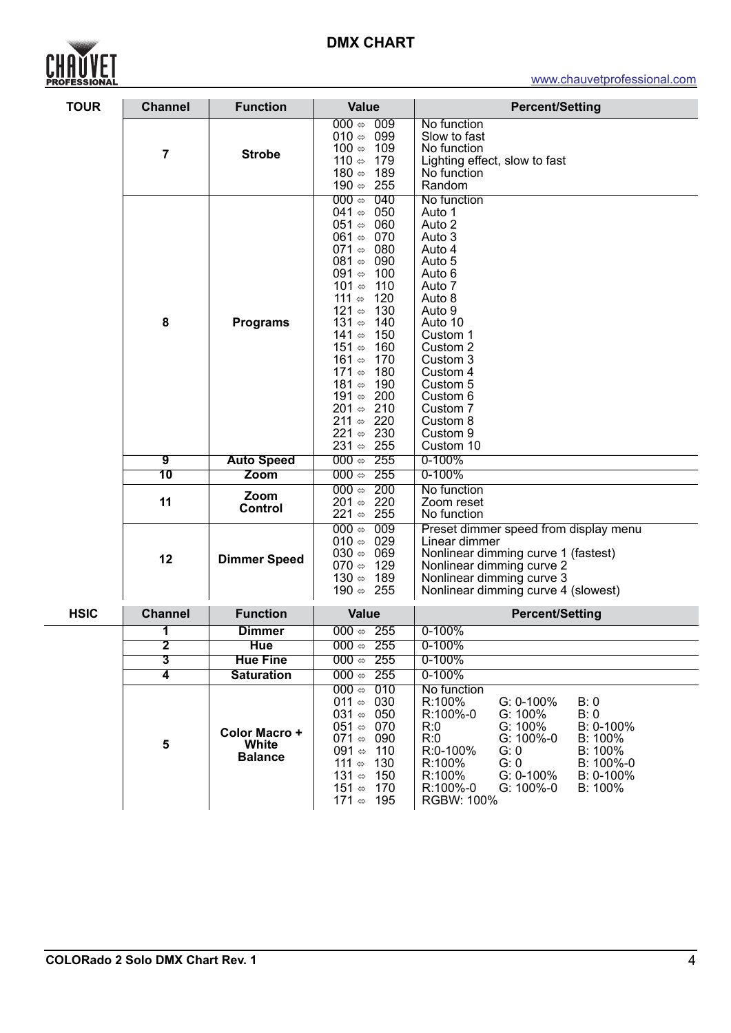# DMX CHART

| TOUR | Channel | Function | Value | Percent/Setting |
|---|---|---|---|---|
| | 7 | Strobe | 000 ⇔ 009<br>010 ⇔ 099<br>100 ⇔ 109<br>110 ⇔ 179<br>180 ⇔ 189<br>190 ⇔ 255 | No function<br>Slow to fast<br>No function<br>Lighting effect, slow to fast<br>No function<br>Random |
| | 8 | Programs | 000 ⇔ 040<br>041 ⇔ 050<br>051 ⇔ 060<br>061 ⇔ 070<br>071 ⇔ 080<br>081 ⇔ 090<br>091 ⇔ 100<br>101 ⇔ 110<br>111 ⇔ 120<br>121 ⇔ 130<br>131 ⇔ 140<br>141 ⇔ 150<br>151 ⇔ 160<br>161 ⇔ 170<br>171 ⇔ 180<br>181 ⇔ 190<br>191 ⇔ 200<br>201 ⇔ 210<br>211 ⇔ 220<br>221 ⇔ 230<br>231 ⇔ 255 | No function<br>Auto 1<br>Auto 2<br>Auto 3<br>Auto 4<br>Auto 5<br>Auto 6<br>Auto 7<br>Auto 8<br>Auto 9<br>Auto 10<br>Custom 1<br>Custom 2<br>Custom 3<br>Custom 4<br>Custom 5<br>Custom 6<br>Custom 7<br>Custom 8<br>Custom 9<br>Custom 10 |
| | 9 | Auto Speed | 000 ⇔ 255 | 0-100% |
| | 10 | Zoom | 000 ⇔ 255 | 0-100% |
| | 11 | Zoom Control | 000 ⇔ 200<br>201 ⇔ 220<br>221 ⇔ 255 | No function<br>Zoom reset<br>No function |
| | 12 | Dimmer Speed | 000 ⇔ 009<br>010 ⇔ 029<br>030 ⇔ 069<br>070 ⇔ 129<br>130 ⇔ 189<br>190 ⇔ 255 | Preset dimmer speed from display menu<br>Linear dimmer<br>Nonlinear dimming curve 1 (fastest)<br>Nonlinear dimming curve 2<br>Nonlinear dimming curve 3<br>Nonlinear dimming curve 4 (slowest) |

| HSIC | Channel | Function | Value | Percent/Setting |
|---|---|---|---|---|
| | 1 | Dimmer | 000 ⇔ 255 | 0-100% |
| | 2 | Hue | 000 ⇔ 255 | 0-100% |
| | 3 | Hue Fine | 000 ⇔ 255 | 0-100% |
| | 4 | Saturation | 000 ⇔ 255 | 0-100% |
| | 5 | Color Macro + White Balance | 000 ⇔ 010<br>011 ⇔ 030<br>031 ⇔ 050<br>051 ⇔ 070<br>071 ⇔ 090<br>091 ⇔ 110<br>111 ⇔ 130<br>131 ⇔ 150<br>151 ⇔ 170<br>171 ⇔ 195 | No function<br>R:100% G: 0-100% B: 0<br>R:100%-0 G: 100% B: 0<br>R:0 G: 100% B: 0-100%<br>R:0 G: 100%-0 B: 100%<br>R:0-100% G: 0 B: 100%<br>R:100% G: 0 B: 100%-0<br>R:100% G: 0-100% B: 0-100%<br>R:100%-0 G: 100%-0 B: 100%<br>RGBW: 100% |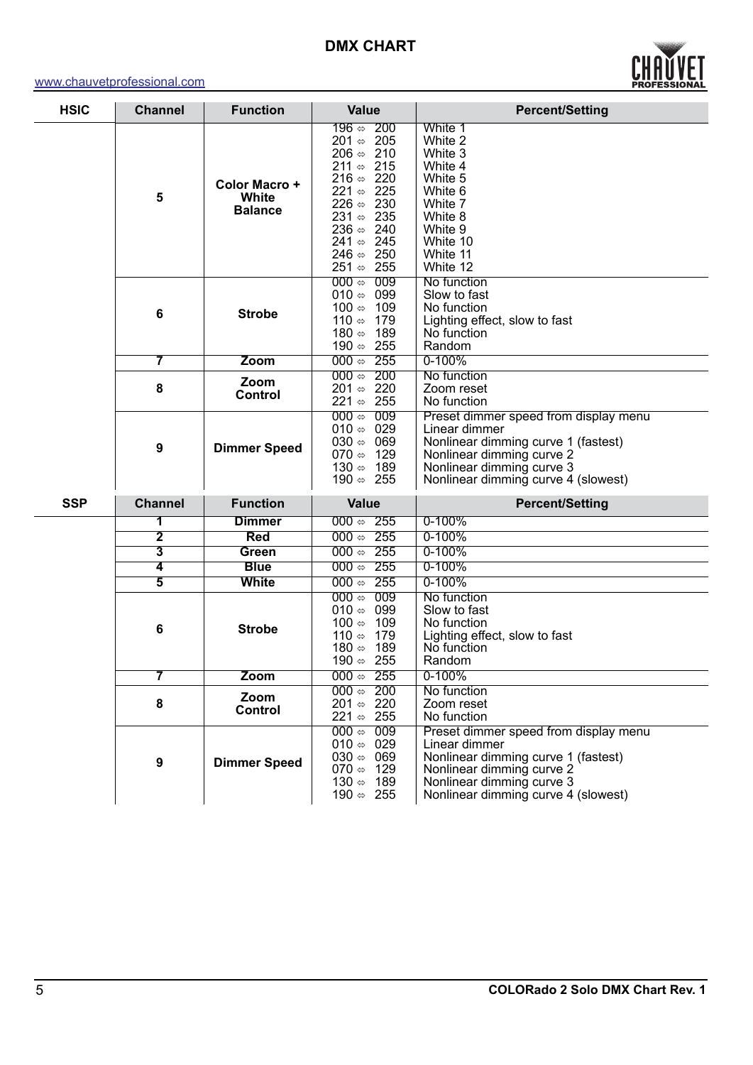# DMX CHART

www.chauvetprofessional.com

| HSIC | Channel | Function | Value | Percent/Setting |
|---|---|---|---|---|
| | 5 | Color Macro + White Balance | 196 ⇔ 200<br>201 ⇔ 205<br>206 ⇔ 210<br>211 ⇔ 215<br>216 ⇔ 220<br>221 ⇔ 225<br>226 ⇔ 230<br>231 ⇔ 235<br>236 ⇔ 240<br>241 ⇔ 245<br>246 ⇔ 250<br>251 ⇔ 255 | White 1<br>White 2<br>White 3<br>White 4<br>White 5<br>White 6<br>White 7<br>White 8<br>White 9<br>White 10<br>White 11<br>White 12 |
| | 6 | Strobe | 000 ⇔ 009<br>010 ⇔ 099<br>100 ⇔ 109<br>110 ⇔ 179<br>180 ⇔ 189<br>190 ⇔ 255 | No function<br>Slow to fast<br>No function<br>Lighting effect, slow to fast<br>No function<br>Random |
| | 7 | Zoom | 000 ⇔ 255 | 0-100% |
| | 8 | Zoom Control | 000 ⇔ 200<br>201 ⇔ 220<br>221 ⇔ 255 | No function<br>Zoom reset<br>No function |
| | 9 | Dimmer Speed | 000 ⇔ 009<br>010 ⇔ 029<br>030 ⇔ 069<br>070 ⇔ 129<br>130 ⇔ 189<br>190 ⇔ 255 | Preset dimmer speed from display menu<br>Linear dimmer<br>Nonlinear dimming curve 1 (fastest)<br>Nonlinear dimming curve 2<br>Nonlinear dimming curve 3<br>Nonlinear dimming curve 4 (slowest) |

| SSP | Channel | Function | Value | Percent/Setting |
|---|---|---|---|---|
| | 1 | Dimmer | 000 ⇔ 255 | 0-100% |
| | 2 | Red | 000 ⇔ 255 | 0-100% |
| | 3 | Green | 000 ⇔ 255 | 0-100% |
| | 4 | Blue | 000 ⇔ 255 | 0-100% |
| | 5 | White | 000 ⇔ 255 | 0-100% |
| | 6 | Strobe | 000 ⇔ 009<br>010 ⇔ 099<br>100 ⇔ 109<br>110 ⇔ 179<br>180 ⇔ 189<br>190 ⇔ 255 | No function<br>Slow to fast<br>No function<br>Lighting effect, slow to fast<br>No function<br>Random |
| | 7 | Zoom | 000 ⇔ 255 | 0-100% |
| | 8 | Zoom Control | 000 ⇔ 200<br>201 ⇔ 220<br>221 ⇔ 255 | No function<br>Zoom reset<br>No function |
| | 9 | Dimmer Speed | 000 ⇔ 009<br>010 ⇔ 029<br>030 ⇔ 069<br>070 ⇔ 129<br>130 ⇔ 189<br>190 ⇔ 255 | Preset dimmer speed from display menu<br>Linear dimmer<br>Nonlinear dimming curve 1 (fastest)<br>Nonlinear dimming curve 2<br>Nonlinear dimming curve 3<br>Nonlinear dimming curve 4 (slowest) |